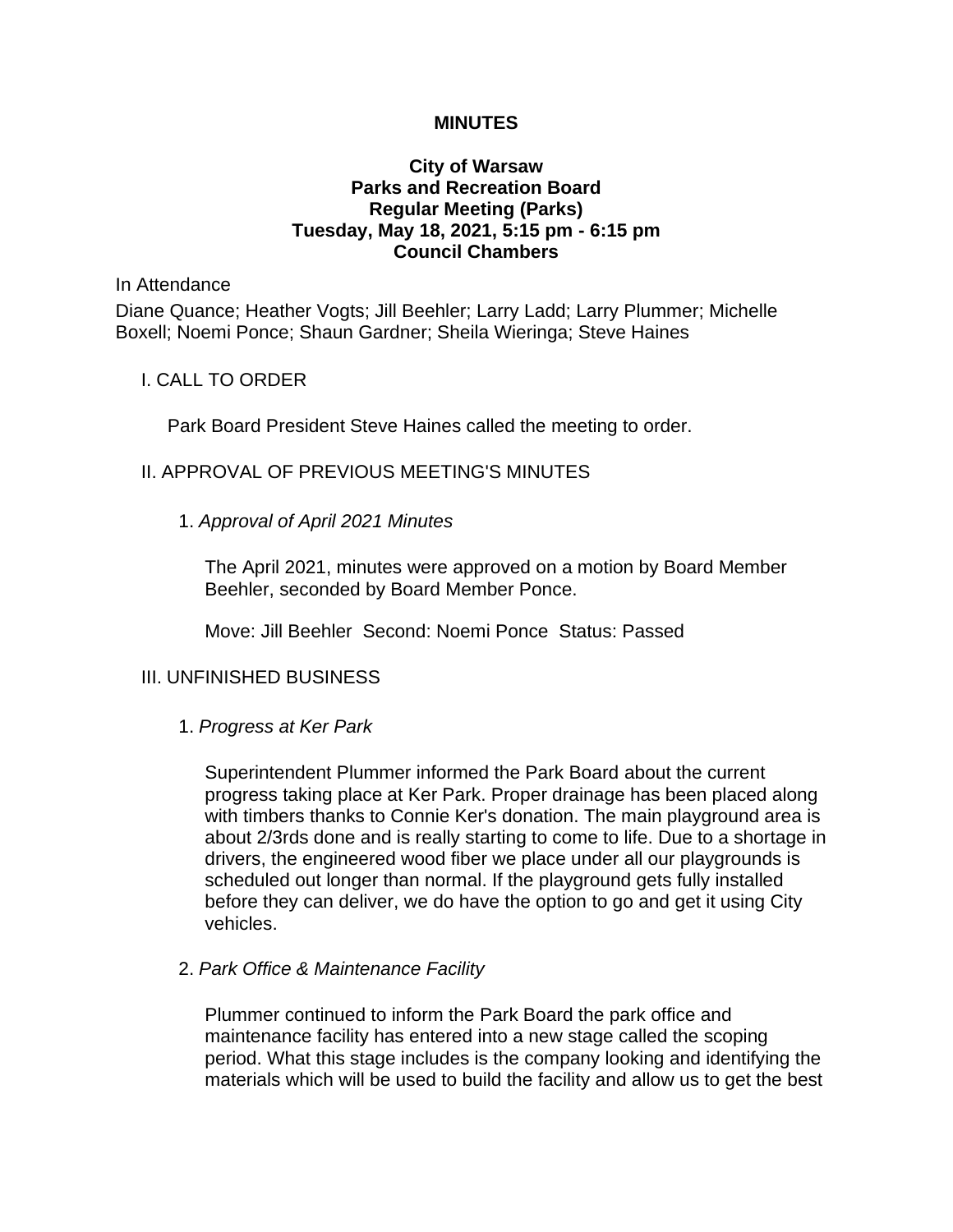# MINUTES

## City of Warsaw
## Parks and Recreation Board
## Regular Meeting (Parks)
## Tuesday, May 18, 2021, 5:15 pm - 6:15 pm
## Council Chambers

In Attendance

Diane Quance; Heather Vogts; Jill Beehler; Larry Ladd; Larry Plummer; Michelle Boxell; Noemi Ponce; Shaun Gardner; Sheila Wieringa; Steve Haines

### I. CALL TO ORDER

Park Board President Steve Haines called the meeting to order.

### II. APPROVAL OF PREVIOUS MEETING'S MINUTES

1. *Approval of April 2021 Minutes*

The April 2021, minutes were approved on a motion by Board Member Beehler, seconded by Board Member Ponce.

Move: Jill Beehler  Second: Noemi Ponce  Status: Passed

### III. UNFINISHED BUSINESS

1. *Progress at Ker Park*

Superintendent Plummer informed the Park Board about the current progress taking place at Ker Park. Proper drainage has been placed along with timbers thanks to Connie Ker's donation. The main playground area is about 2/3rds done and is really starting to come to life. Due to a shortage in drivers, the engineered wood fiber we place under all our playgrounds is scheduled out longer than normal. If the playground gets fully installed before they can deliver, we do have the option to go and get it using City vehicles.

2. *Park Office & Maintenance Facility*

Plummer continued to inform the Park Board the park office and maintenance facility has entered into a new stage called the scoping period. What this stage includes is the company looking and identifying the materials which will be used to build the facility and allow us to get the best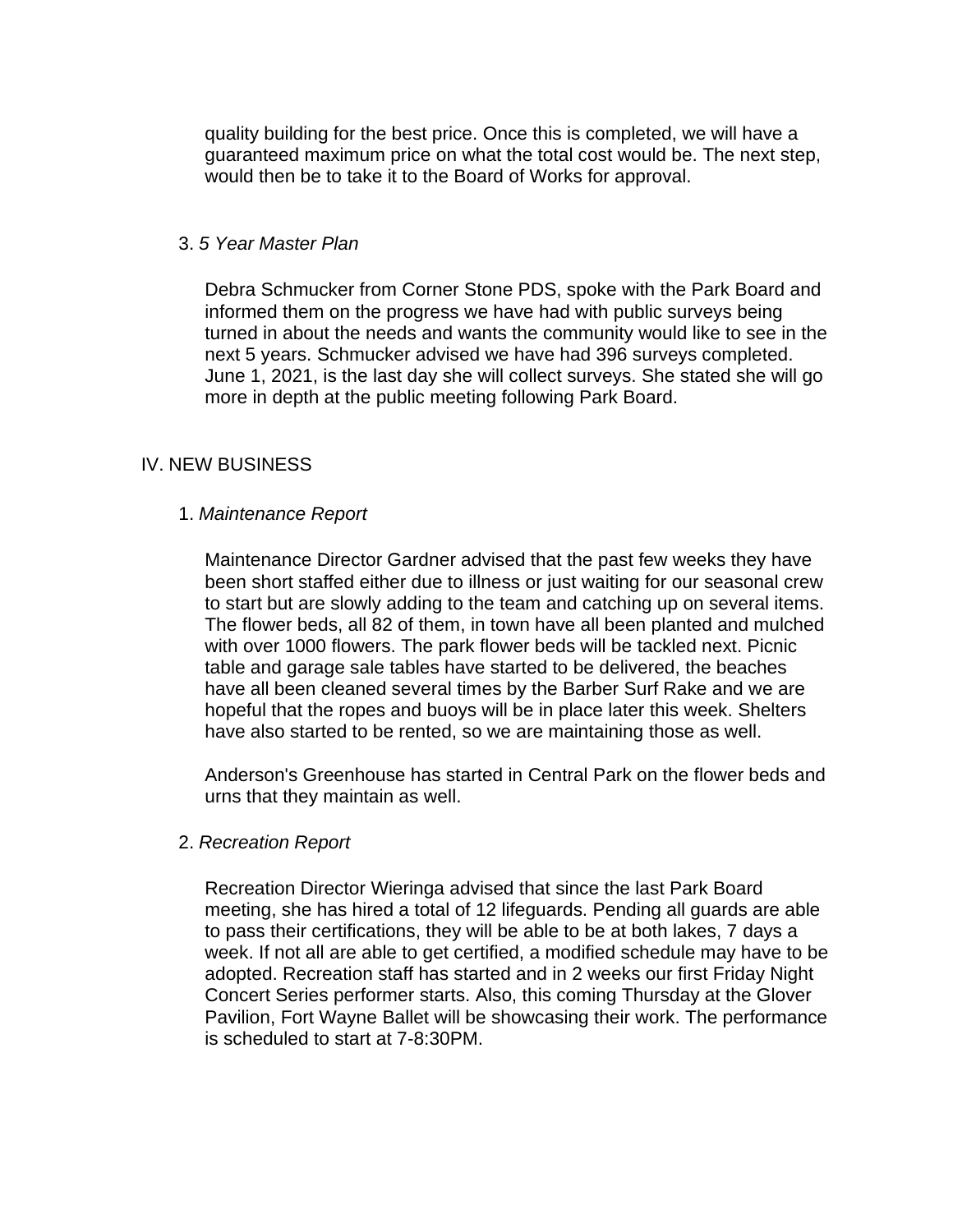quality building for the best price. Once this is completed, we will have a guaranteed maximum price on what the total cost would be. The next step, would then be to take it to the Board of Works for approval.

3. *5 Year Master Plan*

   Debra Schmucker from Corner Stone PDS, spoke with the Park Board and informed them on the progress we have had with public surveys being turned in about the needs and wants the community would like to see in the next 5 years. Schmucker advised we have had 396 surveys completed. June 1, 2021, is the last day she will collect surveys. She stated she will go more in depth at the public meeting following Park Board.

## IV. NEW BUSINESS

1. *Maintenance Report*

   Maintenance Director Gardner advised that the past few weeks they have been short staffed either due to illness or just waiting for our seasonal crew to start but are slowly adding to the team and catching up on several items. The flower beds, all 82 of them, in town have all been planted and mulched with over 1000 flowers. The park flower beds will be tackled next. Picnic table and garage sale tables have started to be delivered, the beaches have all been cleaned several times by the Barber Surf Rake and we are hopeful that the ropes and buoys will be in place later this week. Shelters have also started to be rented, so we are maintaining those as well.

   Anderson's Greenhouse has started in Central Park on the flower beds and urns that they maintain as well.

2. *Recreation Report*

   Recreation Director Wieringa advised that since the last Park Board meeting, she has hired a total of 12 lifeguards. Pending all guards are able to pass their certifications, they will be able to be at both lakes, 7 days a week. If not all are able to get certified, a modified schedule may have to be adopted. Recreation staff has started and in 2 weeks our first Friday Night Concert Series performer starts. Also, this coming Thursday at the Glover Pavilion, Fort Wayne Ballet will be showcasing their work. The performance is scheduled to start at 7-8:30PM.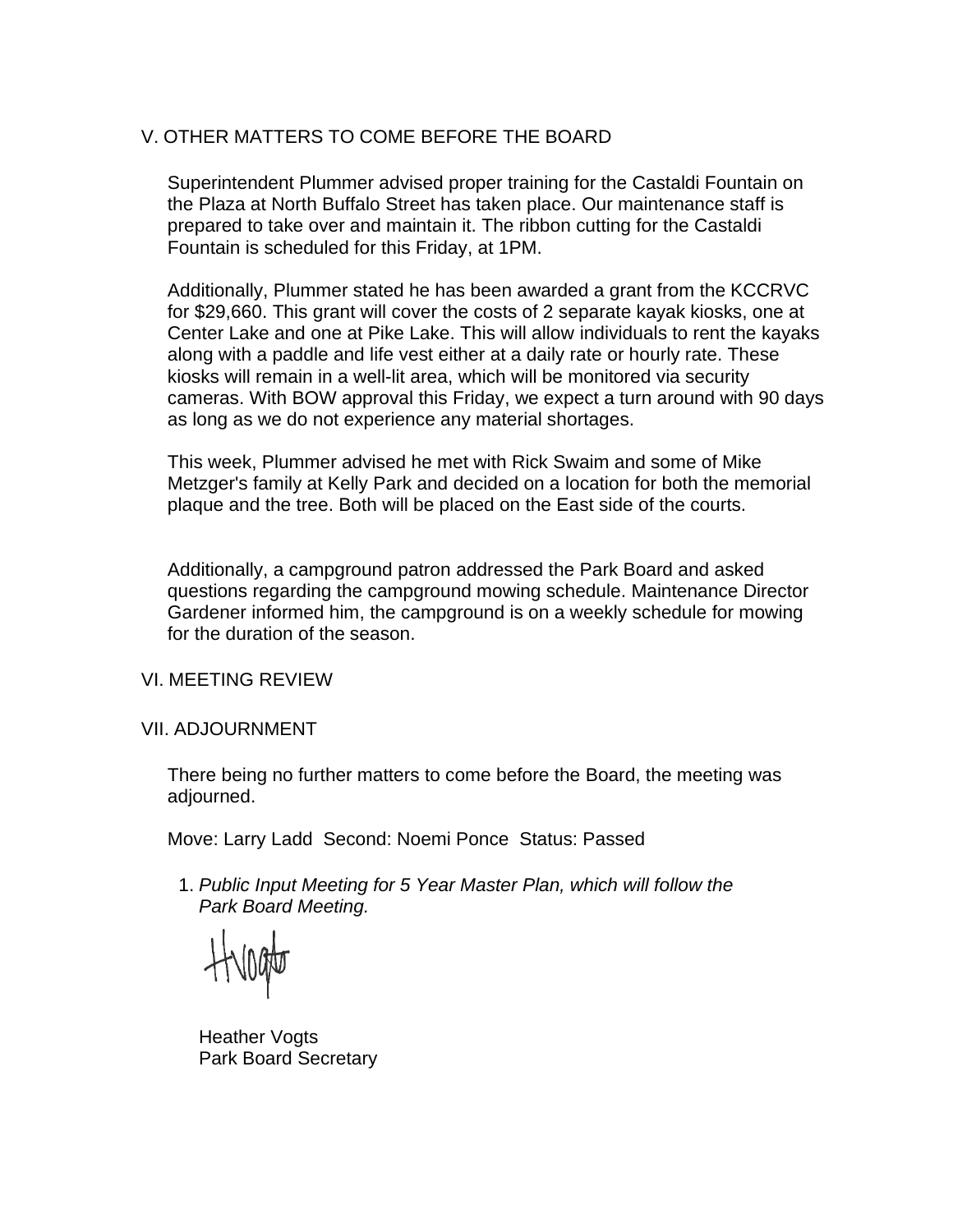## V. OTHER MATTERS TO COME BEFORE THE BOARD

Superintendent Plummer advised proper training for the Castaldi Fountain on the Plaza at North Buffalo Street has taken place. Our maintenance staff is prepared to take over and maintain it. The ribbon cutting for the Castaldi Fountain is scheduled for this Friday, at 1PM.

Additionally, Plummer stated he has been awarded a grant from the KCCRVC for $29,660. This grant will cover the costs of 2 separate kayak kiosks, one at Center Lake and one at Pike Lake. This will allow individuals to rent the kayaks along with a paddle and life vest either at a daily rate or hourly rate. These kiosks will remain in a well-lit area, which will be monitored via security cameras. With BOW approval this Friday, we expect a turn around with 90 days as long as we do not experience any material shortages.

This week, Plummer advised he met with Rick Swaim and some of Mike Metzger's family at Kelly Park and decided on a location for both the memorial plaque and the tree. Both will be placed on the East side of the courts.

Additionally, a campground patron addressed the Park Board and asked questions regarding the campground mowing schedule. Maintenance Director Gardener informed him, the campground is on a weekly schedule for mowing for the duration of the season.

## VI. MEETING REVIEW

## VII. ADJOURNMENT

There being no further matters to come before the Board, the meeting was adjourned.

Move: Larry Ladd Second: Noemi Ponce Status: Passed

1. *Public Input Meeting for 5 Year Master Plan, which will follow the Park Board Meeting.*

HVogts

Heather Vogts
Park Board Secretary